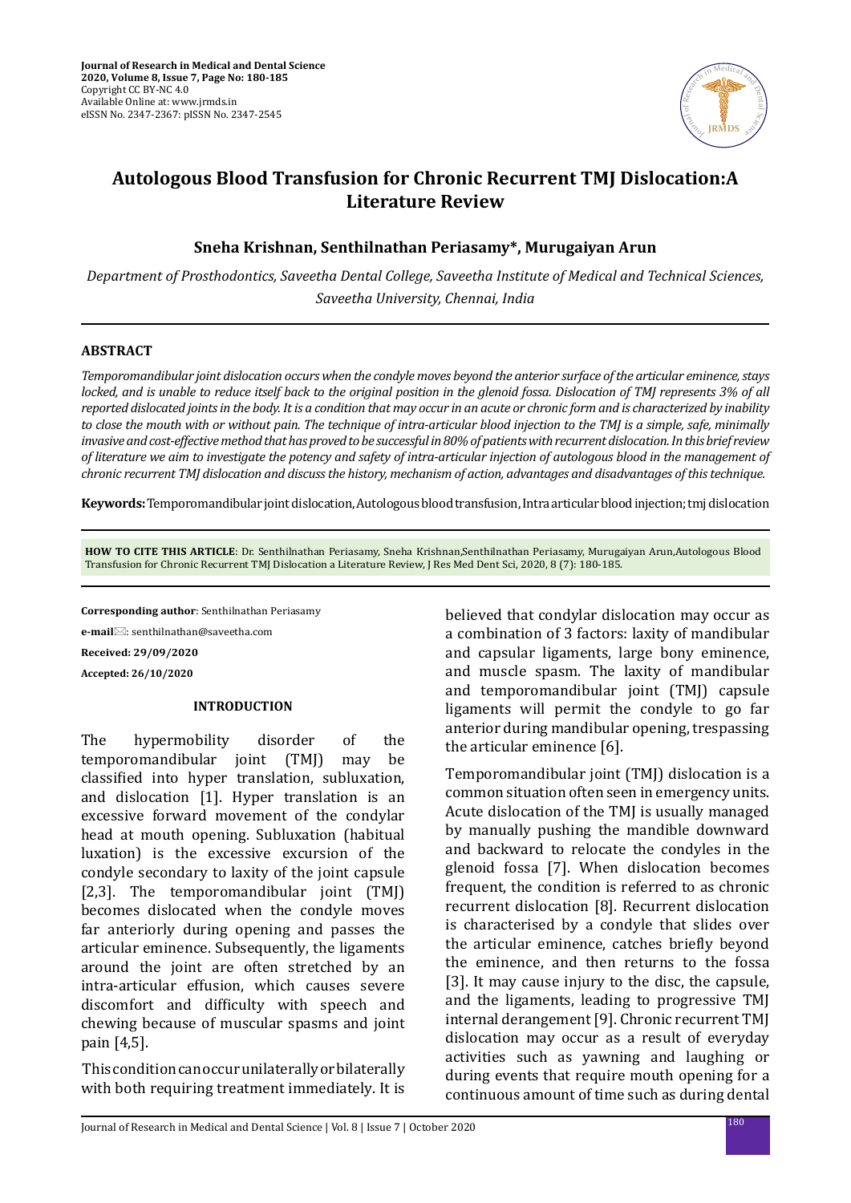# Autologous Blood Transfusion for Chronic Recurrent TMJ Dislocation:A Literature Review

**Sneha Krishnan, Senthilnathan Periasamy*, Murugaiyan Arun**

*Department of Prosthodontics, Saveetha Dental College, Saveetha Institute of Medical and Technical Sciences, Saveetha University, Chennai, India*

## ABSTRACT

*Temporomandibular joint dislocation occurs when the condyle moves beyond the anterior surface of the articular eminence, stays locked, and is unable to reduce itself back to the original position in the glenoid fossa. Dislocation of TMJ represents 3% of all reported dislocated joints in the body. It is a condition that may occur in an acute or chronic form and is characterized by inability to close the mouth with or without pain. The technique of intra-articular blood injection to the TMJ is a simple, safe, minimally invasive and cost-effective method that has proved to be successful in 80% of patients with recurrent dislocation. In this brief review of literature we aim to investigate the potency and safety of intra-articular injection of autologous blood in the management of chronic recurrent TMJ dislocation and discuss the history, mechanism of action, advantages and disadvantages of this technique.*

**Keywords:** Temporomandibular joint dislocation, Autologous blood transfusion, Intra articular blood injection; tmj dislocation

**HOW TO CITE THIS ARTICLE**: Dr. Senthilnathan Periasamy, Sneha Krishnan,Senthilnathan Periasamy, Murugaiyan Arun,Autologous Blood Transfusion for Chronic Recurrent TMJ Dislocation a Literature Review, J Res Med Dent Sci, 2020, 8 (7): 180-185.

**Corresponding author**: Senthilnathan Periasamy

**e-mail**: senthilnathan@saveetha.com

**Received: 29/09/2020**

**Accepted: 26/10/2020**

## INTRODUCTION

The hypermobility disorder of the temporomandibular joint (TMJ) may be classified into hyper translation, subluxation, and dislocation [1]. Hyper translation is an excessive forward movement of the condylar head at mouth opening. Subluxation (habitual luxation) is the excessive excursion of the condyle secondary to laxity of the joint capsule [2,3]. The temporomandibular joint (TMJ) becomes dislocated when the condyle moves far anteriorly during opening and passes the articular eminence. Subsequently, the ligaments around the joint are often stretched by an intra-articular effusion, which causes severe discomfort and difficulty with speech and chewing because of muscular spasms and joint pain [4,5].

This condition can occur unilaterally or bilaterally with both requiring treatment immediately. It is believed that condylar dislocation may occur as a combination of 3 factors: laxity of mandibular and capsular ligaments, large bony eminence, and muscle spasm. The laxity of mandibular and temporomandibular joint (TMJ) capsule ligaments will permit the condyle to go far anterior during mandibular opening, trespassing the articular eminence [6].

Temporomandibular joint (TMJ) dislocation is a common situation often seen in emergency units. Acute dislocation of the TMJ is usually managed by manually pushing the mandible downward and backward to relocate the condyles in the glenoid fossa [7]. When dislocation becomes frequent, the condition is referred to as chronic recurrent dislocation [8]. Recurrent dislocation is characterised by a condyle that slides over the articular eminence, catches briefly beyond the eminence, and then returns to the fossa [3]. It may cause injury to the disc, the capsule, and the ligaments, leading to progressive TMJ internal derangement [9]. Chronic recurrent TMJ dislocation may occur as a result of everyday activities such as yawning and laughing or during events that require mouth opening for a continuous amount of time such as during dental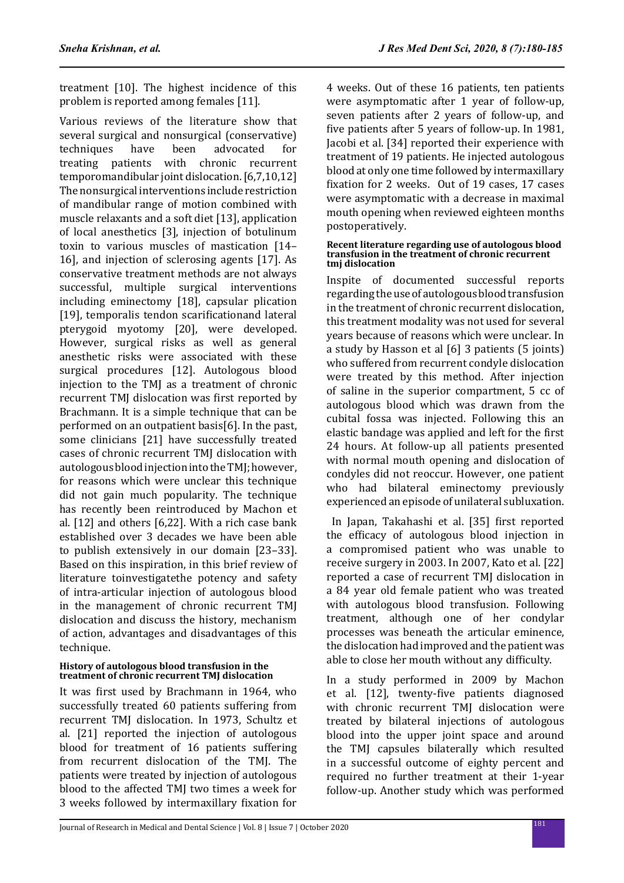treatment [10]. The highest incidence of this problem is reported among females [11].

Various reviews of the literature show that several surgical and nonsurgical (conservative) techniques have been advocated for treating patients with chronic recurrent temporomandibular joint dislocation. [6,7,10,12] The nonsurgical interventions include restriction of mandibular range of motion combined with muscle relaxants and a soft diet [13], application of local anesthetics [3], injection of botulinum toxin to various muscles of mastication [14–16], and injection of sclerosing agents [17]. As conservative treatment methods are not always successful, multiple surgical interventions including eminectomy [18], capsular plication [19], temporalis tendon scarificationand lateral pterygoid myotomy [20], were developed. However, surgical risks as well as general anesthetic risks were associated with these surgical procedures [12]. Autologous blood injection to the TMJ as a treatment of chronic recurrent TMJ dislocation was first reported by Brachmann. It is a simple technique that can be performed on an outpatient basis[6]. In the past, some clinicians [21] have successfully treated cases of chronic recurrent TMJ dislocation with autologous blood injection into the TMJ; however, for reasons which were unclear this technique did not gain much popularity. The technique has recently been reintroduced by Machon et al. [12] and others [6,22]. With a rich case bank established over 3 decades we have been able to publish extensively in our domain [23–33]. Based on this inspiration, in this brief review of literature toinvestigatethe potency and safety of intra-articular injection of autologous blood in the management of chronic recurrent TMJ dislocation and discuss the history, mechanism of action, advantages and disadvantages of this technique.

#### History of autologous blood transfusion in the treatment of chronic recurrent TMJ dislocation

It was first used by Brachmann in 1964, who successfully treated 60 patients suffering from recurrent TMJ dislocation. In 1973, Schultz et al. [21] reported the injection of autologous blood for treatment of 16 patients suffering from recurrent dislocation of the TMJ. The patients were treated by injection of autologous blood to the affected TMJ two times a week for 3 weeks followed by intermaxillary fixation for 4 weeks. Out of these 16 patients, ten patients were asymptomatic after 1 year of follow-up, seven patients after 2 years of follow-up, and five patients after 5 years of follow-up. In 1981, Jacobi et al. [34] reported their experience with treatment of 19 patients. He injected autologous blood at only one time followed by intermaxillary fixation for 2 weeks. Out of 19 cases, 17 cases were asymptomatic with a decrease in maximal mouth opening when reviewed eighteen months postoperatively.

#### Recent literature regarding use of autologous blood transfusion in the treatment of chronic recurrent tmj dislocation

Inspite of documented successful reports regarding the use of autologous blood transfusion in the treatment of chronic recurrent dislocation, this treatment modality was not used for several years because of reasons which were unclear. In a study by Hasson et al [6] 3 patients (5 joints) who suffered from recurrent condyle dislocation were treated by this method. After injection of saline in the superior compartment, 5 cc of autologous blood which was drawn from the cubital fossa was injected. Following this an elastic bandage was applied and left for the first 24 hours. At follow-up all patients presented with normal mouth opening and dislocation of condyles did not reoccur. However, one patient who had bilateral eminectomy previously experienced an episode of unilateral subluxation.

In Japan, Takahashi et al. [35] first reported the efficacy of autologous blood injection in a compromised patient who was unable to receive surgery in 2003. In 2007, Kato et al. [22] reported a case of recurrent TMJ dislocation in a 84 year old female patient who was treated with autologous blood transfusion. Following treatment, although one of her condylar processes was beneath the articular eminence, the dislocation had improved and the patient was able to close her mouth without any difficulty.

In a study performed in 2009 by Machon et al. [12], twenty-five patients diagnosed with chronic recurrent TMJ dislocation were treated by bilateral injections of autologous blood into the upper joint space and around the TMJ capsules bilaterally which resulted in a successful outcome of eighty percent and required no further treatment at their 1-year follow-up. Another study which was performed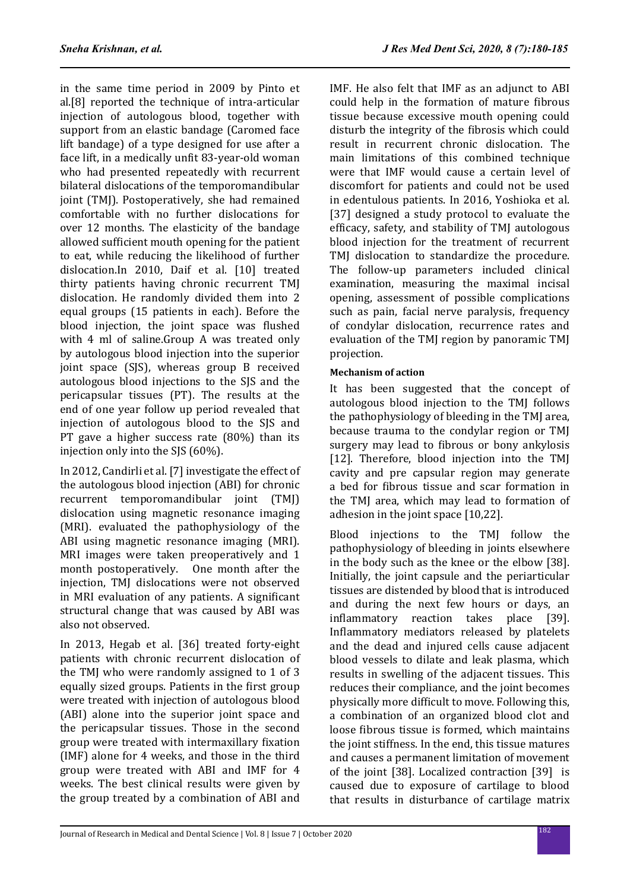in the same time period in 2009 by Pinto et al.[8] reported the technique of intra-articular injection of autologous blood, together with support from an elastic bandage (Caromed face lift bandage) of a type designed for use after a face lift, in a medically unfit 83-year-old woman who had presented repeatedly with recurrent bilateral dislocations of the temporomandibular joint (TMJ). Postoperatively, she had remained comfortable with no further dislocations for over 12 months. The elasticity of the bandage allowed sufficient mouth opening for the patient to eat, while reducing the likelihood of further dislocation.In 2010, Daif et al. [10] treated thirty patients having chronic recurrent TMJ dislocation. He randomly divided them into 2 equal groups (15 patients in each). Before the blood injection, the joint space was flushed with 4 ml of saline.Group A was treated only by autologous blood injection into the superior joint space (SJS), whereas group B received autologous blood injections to the SJS and the pericapsular tissues (PT). The results at the end of one year follow up period revealed that injection of autologous blood to the SJS and PT gave a higher success rate (80%) than its injection only into the SJS (60%).

In 2012, Candirli et al. [7] investigate the effect of the autologous blood injection (ABI) for chronic recurrent temporomandibular joint (TMJ) dislocation using magnetic resonance imaging (MRI). evaluated the pathophysiology of the ABI using magnetic resonance imaging (MRI). MRI images were taken preoperatively and 1 month postoperatively. One month after the injection, TMJ dislocations were not observed in MRI evaluation of any patients. A significant structural change that was caused by ABI was also not observed.

In 2013, Hegab et al. [36] treated forty-eight patients with chronic recurrent dislocation of the TMJ who were randomly assigned to 1 of 3 equally sized groups. Patients in the first group were treated with injection of autologous blood (ABI) alone into the superior joint space and the pericapsular tissues. Those in the second group were treated with intermaxillary fixation (IMF) alone for 4 weeks, and those in the third group were treated with ABI and IMF for 4 weeks. The best clinical results were given by the group treated by a combination of ABI and IMF. He also felt that IMF as an adjunct to ABI could help in the formation of mature fibrous tissue because excessive mouth opening could disturb the integrity of the fibrosis which could result in recurrent chronic dislocation. The main limitations of this combined technique were that IMF would cause a certain level of discomfort for patients and could not be used in edentulous patients. In 2016, Yoshioka et al. [37] designed a study protocol to evaluate the efficacy, safety, and stability of TMJ autologous blood injection for the treatment of recurrent TMJ dislocation to standardize the procedure. The follow-up parameters included clinical examination, measuring the maximal incisal opening, assessment of possible complications such as pain, facial nerve paralysis, frequency of condylar dislocation, recurrence rates and evaluation of the TMJ region by panoramic TMJ projection.

#### Mechanism of action

It has been suggested that the concept of autologous blood injection to the TMJ follows the pathophysiology of bleeding in the TMJ area, because trauma to the condylar region or TMJ surgery may lead to fibrous or bony ankylosis [12]. Therefore, blood injection into the TMJ cavity and pre capsular region may generate a bed for fibrous tissue and scar formation in the TMJ area, which may lead to formation of adhesion in the joint space [10,22].

Blood injections to the TMJ follow the pathophysiology of bleeding in joints elsewhere in the body such as the knee or the elbow [38]. Initially, the joint capsule and the periarticular tissues are distended by blood that is introduced and during the next few hours or days, an inflammatory reaction takes place [39]. Inflammatory mediators released by platelets and the dead and injured cells cause adjacent blood vessels to dilate and leak plasma, which results in swelling of the adjacent tissues. This reduces their compliance, and the joint becomes physically more difficult to move. Following this, a combination of an organized blood clot and loose fibrous tissue is formed, which maintains the joint stiffness. In the end, this tissue matures and causes a permanent limitation of movement of the joint [38]. Localized contraction [39] is caused due to exposure of cartilage to blood that results in disturbance of cartilage matrix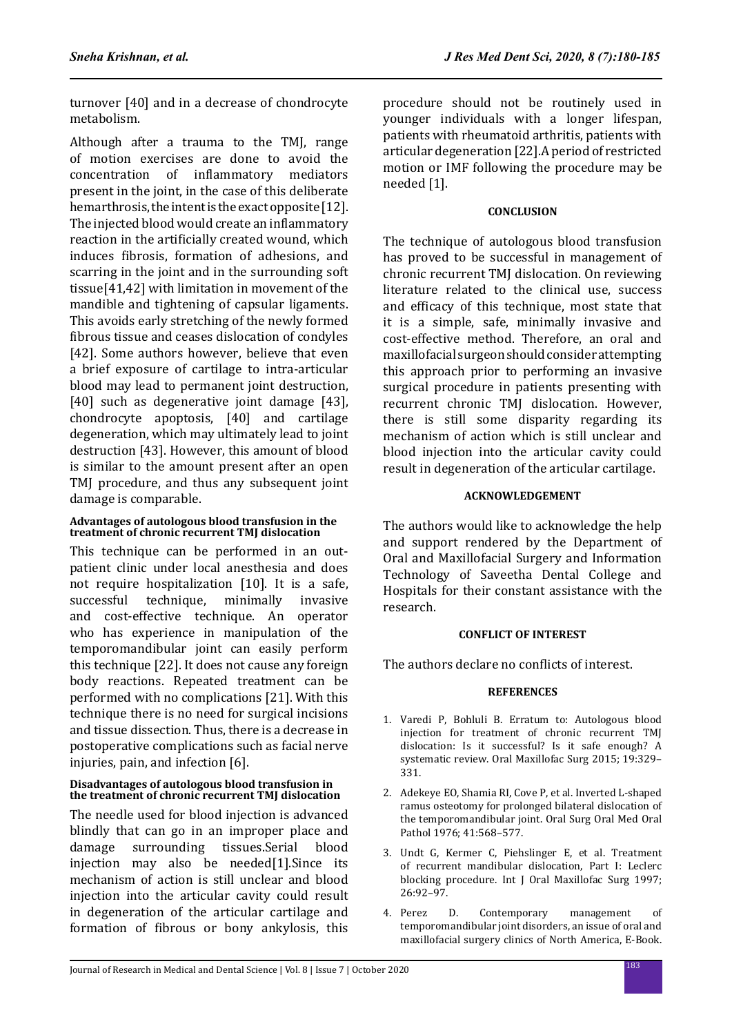turnover [40] and in a decrease of chondrocyte metabolism.

Although after a trauma to the TMJ, range of motion exercises are done to avoid the concentration of inflammatory mediators present in the joint, in the case of this deliberate hemarthrosis, the intent is the exact opposite [12]. The injected blood would create an inflammatory reaction in the artificially created wound, which induces fibrosis, formation of adhesions, and scarring in the joint and in the surrounding soft tissue[41,42] with limitation in movement of the mandible and tightening of capsular ligaments. This avoids early stretching of the newly formed fibrous tissue and ceases dislocation of condyles [42]. Some authors however, believe that even a brief exposure of cartilage to intra-articular blood may lead to permanent joint destruction, [40] such as degenerative joint damage [43], chondrocyte apoptosis, [40] and cartilage degeneration, which may ultimately lead to joint destruction [43]. However, this amount of blood is similar to the amount present after an open TMJ procedure, and thus any subsequent joint damage is comparable.

#### Advantages of autologous blood transfusion in the treatment of chronic recurrent TMJ dislocation

This technique can be performed in an out-patient clinic under local anesthesia and does not require hospitalization [10]. It is a safe, successful technique, minimally invasive and cost-effective technique. An operator who has experience in manipulation of the temporomandibular joint can easily perform this technique [22]. It does not cause any foreign body reactions. Repeated treatment can be performed with no complications [21]. With this technique there is no need for surgical incisions and tissue dissection. Thus, there is a decrease in postoperative complications such as facial nerve injuries, pain, and infection [6].

#### Disadvantages of autologous blood transfusion in the treatment of chronic recurrent TMJ dislocation

The needle used for blood injection is advanced blindly that can go in an improper place and damage surrounding tissues.Serial blood injection may also be needed[1].Since its mechanism of action is still unclear and blood injection into the articular cavity could result in degeneration of the articular cartilage and formation of fibrous or bony ankylosis, this procedure should not be routinely used in younger individuals with a longer lifespan, patients with rheumatoid arthritis, patients with articular degeneration [22].A period of restricted motion or IMF following the procedure may be needed [1].

## CONCLUSION

The technique of autologous blood transfusion has proved to be successful in management of chronic recurrent TMJ dislocation. On reviewing literature related to the clinical use, success and efficacy of this technique, most state that it is a simple, safe, minimally invasive and cost-effective method. Therefore, an oral and maxillofacial surgeon should consider attempting this approach prior to performing an invasive surgical procedure in patients presenting with recurrent chronic TMJ dislocation. However, there is still some disparity regarding its mechanism of action which is still unclear and blood injection into the articular cavity could result in degeneration of the articular cartilage.

## ACKNOWLEDGEMENT

The authors would like to acknowledge the help and support rendered by the Department of Oral and Maxillofacial Surgery and Information Technology of Saveetha Dental College and Hospitals for their constant assistance with the research.

## CONFLICT OF INTEREST

The authors declare no conflicts of interest.

## REFERENCES

1. Varedi P, Bohluli B. Erratum to: Autologous blood injection for treatment of chronic recurrent TMJ dislocation: Is it successful? Is it safe enough? A systematic review. Oral Maxillofac Surg 2015; 19:329–331.
2. Adekeye EO, Shamia RI, Cove P, et al. Inverted L-shaped ramus osteotomy for prolonged bilateral dislocation of the temporomandibular joint. Oral Surg Oral Med Oral Pathol 1976; 41:568–577.
3. Undt G, Kermer C, Piehslinger E, et al. Treatment of recurrent mandibular dislocation, Part I: Leclerc blocking procedure. Int J Oral Maxillofac Surg 1997; 26:92–97.
4. Perez D. Contemporary management of temporomandibular joint disorders, an issue of oral and maxillofacial surgery clinics of North America, E-Book.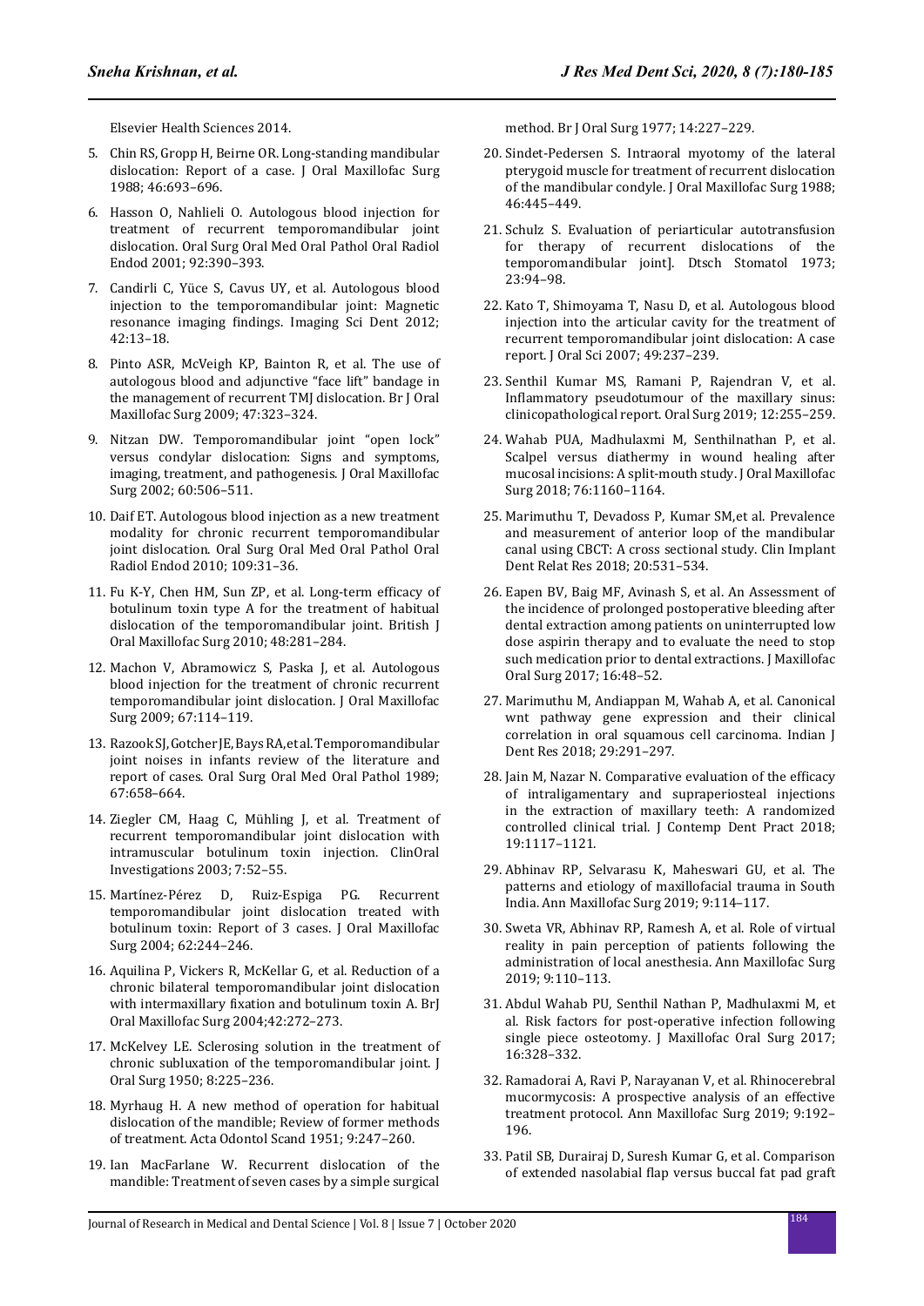Elsevier Health Sciences 2014.

5. Chin RS, Gropp H, Beirne OR. Long-standing mandibular dislocation: Report of a case. J Oral Maxillofac Surg 1988; 46:693–696.
6. Hasson O, Nahlieli O. Autologous blood injection for treatment of recurrent temporomandibular joint dislocation. Oral Surg Oral Med Oral Pathol Oral Radiol Endod 2001; 92:390–393.
7. Candirli C, Yüce S, Cavus UY, et al. Autologous blood injection to the temporomandibular joint: Magnetic resonance imaging findings. Imaging Sci Dent 2012; 42:13–18.
8. Pinto ASR, McVeigh KP, Bainton R, et al. The use of autologous blood and adjunctive "face lift" bandage in the management of recurrent TMJ dislocation. Br J Oral Maxillofac Surg 2009; 47:323–324.
9. Nitzan DW. Temporomandibular joint "open lock" versus condylar dislocation: Signs and symptoms, imaging, treatment, and pathogenesis. J Oral Maxillofac Surg 2002; 60:506–511.
10. Daif ET. Autologous blood injection as a new treatment modality for chronic recurrent temporomandibular joint dislocation. Oral Surg Oral Med Oral Pathol Oral Radiol Endod 2010; 109:31–36.
11. Fu K-Y, Chen HM, Sun ZP, et al. Long-term efficacy of botulinum toxin type A for the treatment of habitual dislocation of the temporomandibular joint. British J Oral Maxillofac Surg 2010; 48:281–284.
12. Machon V, Abramowicz S, Paska J, et al. Autologous blood injection for the treatment of chronic recurrent temporomandibular joint dislocation. J Oral Maxillofac Surg 2009; 67:114–119.
13. Razook SJ, Gotcher JE, Bays RA, et al. Temporomandibular joint noises in infants review of the literature and report of cases. Oral Surg Oral Med Oral Pathol 1989; 67:658–664.
14. Ziegler CM, Haag C, Mühling J, et al. Treatment of recurrent temporomandibular joint dislocation with intramuscular botulinum toxin injection. ClinOral Investigations 2003; 7:52–55.
15. Martínez-Pérez D, Ruiz-Espiga PG. Recurrent temporomandibular joint dislocation treated with botulinum toxin: Report of 3 cases. J Oral Maxillofac Surg 2004; 62:244–246.
16. Aquilina P, Vickers R, McKellar G, et al. Reduction of a chronic bilateral temporomandibular joint dislocation with intermaxillary fixation and botulinum toxin A. BrJ Oral Maxillofac Surg 2004;42:272–273.
17. McKelvey LE. Sclerosing solution in the treatment of chronic subluxation of the temporomandibular joint. J Oral Surg 1950; 8:225–236.
18. Myrhaug H. A new method of operation for habitual dislocation of the mandible; Review of former methods of treatment. Acta Odontol Scand 1951; 9:247–260.
19. Ian MacFarlane W. Recurrent dislocation of the mandible: Treatment of seven cases by a simple surgical method. Br J Oral Surg 1977; 14:227–229.
20. Sindet-Pedersen S. Intraoral myotomy of the lateral pterygoid muscle for treatment of recurrent dislocation of the mandibular condyle. J Oral Maxillofac Surg 1988; 46:445–449.
21. Schulz S. Evaluation of periarticular autotransfusion for therapy of recurrent dislocations of the temporomandibular joint]. Dtsch Stomatol 1973; 23:94–98.
22. Kato T, Shimoyama T, Nasu D, et al. Autologous blood injection into the articular cavity for the treatment of recurrent temporomandibular joint dislocation: A case report. J Oral Sci 2007; 49:237–239.
23. Senthil Kumar MS, Ramani P, Rajendran V, et al. Inflammatory pseudotumour of the maxillary sinus: clinicopathological report. Oral Surg 2019; 12:255–259.
24. Wahab PUA, Madhulaxmi M, Senthilnathan P, et al. Scalpel versus diathermy in wound healing after mucosal incisions: A split-mouth study. J Oral Maxillofac Surg 2018; 76:1160–1164.
25. Marimuthu T, Devadoss P, Kumar SM,et al. Prevalence and measurement of anterior loop of the mandibular canal using CBCT: A cross sectional study. Clin Implant Dent Relat Res 2018; 20:531–534.
26. Eapen BV, Baig MF, Avinash S, et al. An Assessment of the incidence of prolonged postoperative bleeding after dental extraction among patients on uninterrupted low dose aspirin therapy and to evaluate the need to stop such medication prior to dental extractions. J Maxillofac Oral Surg 2017; 16:48–52.
27. Marimuthu M, Andiappan M, Wahab A, et al. Canonical wnt pathway gene expression and their clinical correlation in oral squamous cell carcinoma. Indian J Dent Res 2018; 29:291–297.
28. Jain M, Nazar N. Comparative evaluation of the efficacy of intraligamentary and supraperiosteal injections in the extraction of maxillary teeth: A randomized controlled clinical trial. J Contemp Dent Pract 2018; 19:1117–1121.
29. Abhinav RP, Selvarasu K, Maheswari GU, et al. The patterns and etiology of maxillofacial trauma in South India. Ann Maxillofac Surg 2019; 9:114–117.
30. Sweta VR, Abhinav RP, Ramesh A, et al. Role of virtual reality in pain perception of patients following the administration of local anesthesia. Ann Maxillofac Surg 2019; 9:110–113.
31. Abdul Wahab PU, Senthil Nathan P, Madhulaxmi M, et al. Risk factors for post-operative infection following single piece osteotomy. J Maxillofac Oral Surg 2017; 16:328–332.
32. Ramadorai A, Ravi P, Narayanan V, et al. Rhinocerebral mucormycosis: A prospective analysis of an effective treatment protocol. Ann Maxillofac Surg 2019; 9:192–196.
33. Patil SB, Durairaj D, Suresh Kumar G, et al. Comparison of extended nasolabial flap versus buccal fat pad graft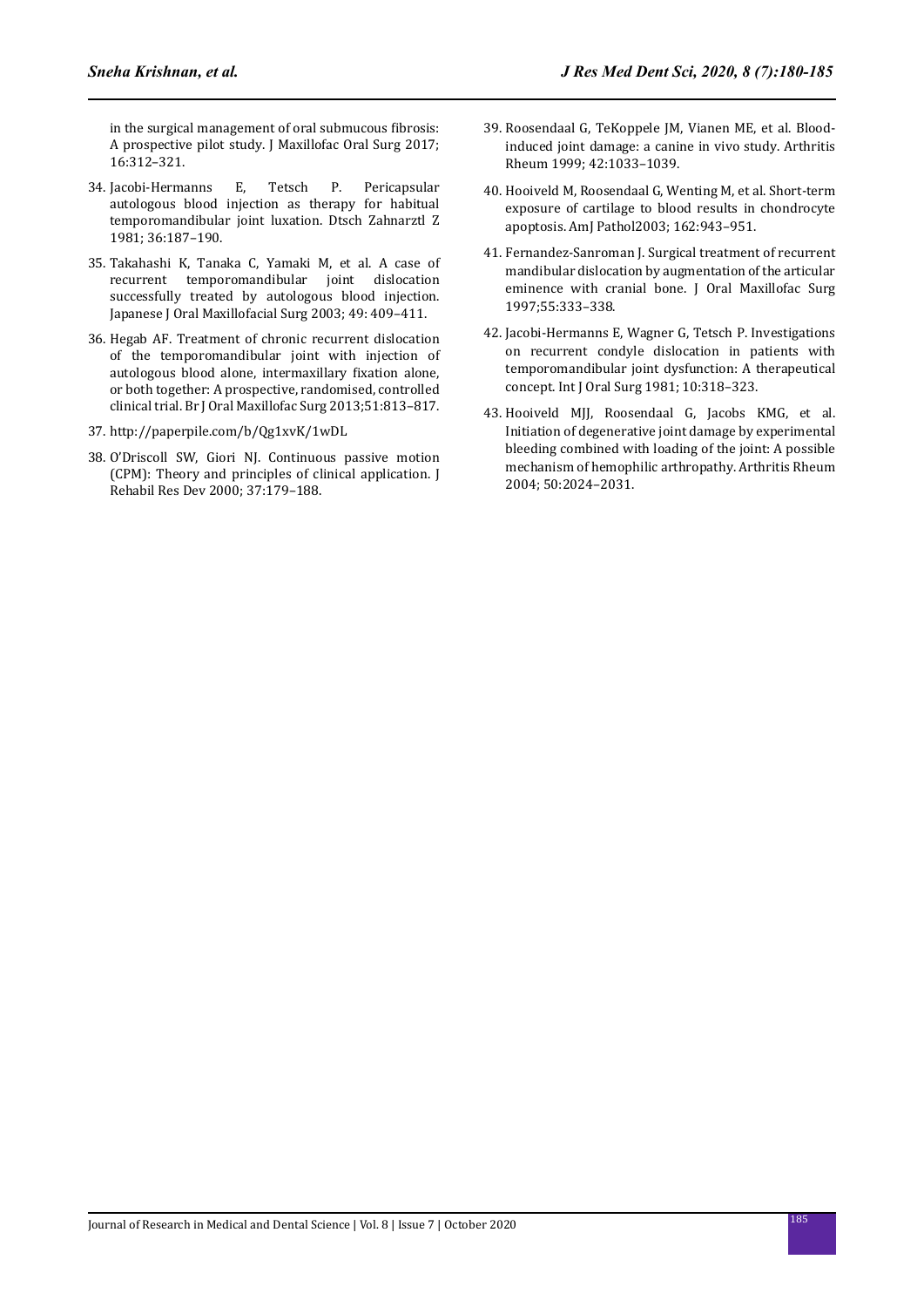in the surgical management of oral submucous fibrosis: A prospective pilot study. J Maxillofac Oral Surg 2017; 16:312–321.

34. Jacobi-Hermanns E, Tetsch P. Pericapsular autologous blood injection as therapy for habitual temporomandibular joint luxation. Dtsch Zahnarztl Z 1981; 36:187–190.

35. Takahashi K, Tanaka C, Yamaki M, et al. A case of recurrent temporomandibular joint dislocation successfully treated by autologous blood injection. Japanese J Oral Maxillofacial Surg 2003; 49: 409–411.

36. Hegab AF. Treatment of chronic recurrent dislocation of the temporomandibular joint with injection of autologous blood alone, intermaxillary fixation alone, or both together: A prospective, randomised, controlled clinical trial. Br J Oral Maxillofac Surg 2013;51:813–817.

37. http://paperpile.com/b/Qg1xvK/1wDL

38. O'Driscoll SW, Giori NJ. Continuous passive motion (CPM): Theory and principles of clinical application. J Rehabil Res Dev 2000; 37:179–188.

39. Roosendaal G, TeKoppele JM, Vianen ME, et al. Blood-induced joint damage: a canine in vivo study. Arthritis Rheum 1999; 42:1033–1039.

40. Hooiveld M, Roosendaal G, Wenting M, et al. Short-term exposure of cartilage to blood results in chondrocyte apoptosis. AmJ Pathol2003; 162:943–951.

41. Fernandez-Sanroman J. Surgical treatment of recurrent mandibular dislocation by augmentation of the articular eminence with cranial bone. J Oral Maxillofac Surg 1997;55:333–338.

42. Jacobi-Hermanns E, Wagner G, Tetsch P. Investigations on recurrent condyle dislocation in patients with temporomandibular joint dysfunction: A therapeutical concept. Int J Oral Surg 1981; 10:318–323.

43. Hooiveld MJJ, Roosendaal G, Jacobs KMG, et al. Initiation of degenerative joint damage by experimental bleeding combined with loading of the joint: A possible mechanism of hemophilic arthropathy. Arthritis Rheum 2004; 50:2024–2031.